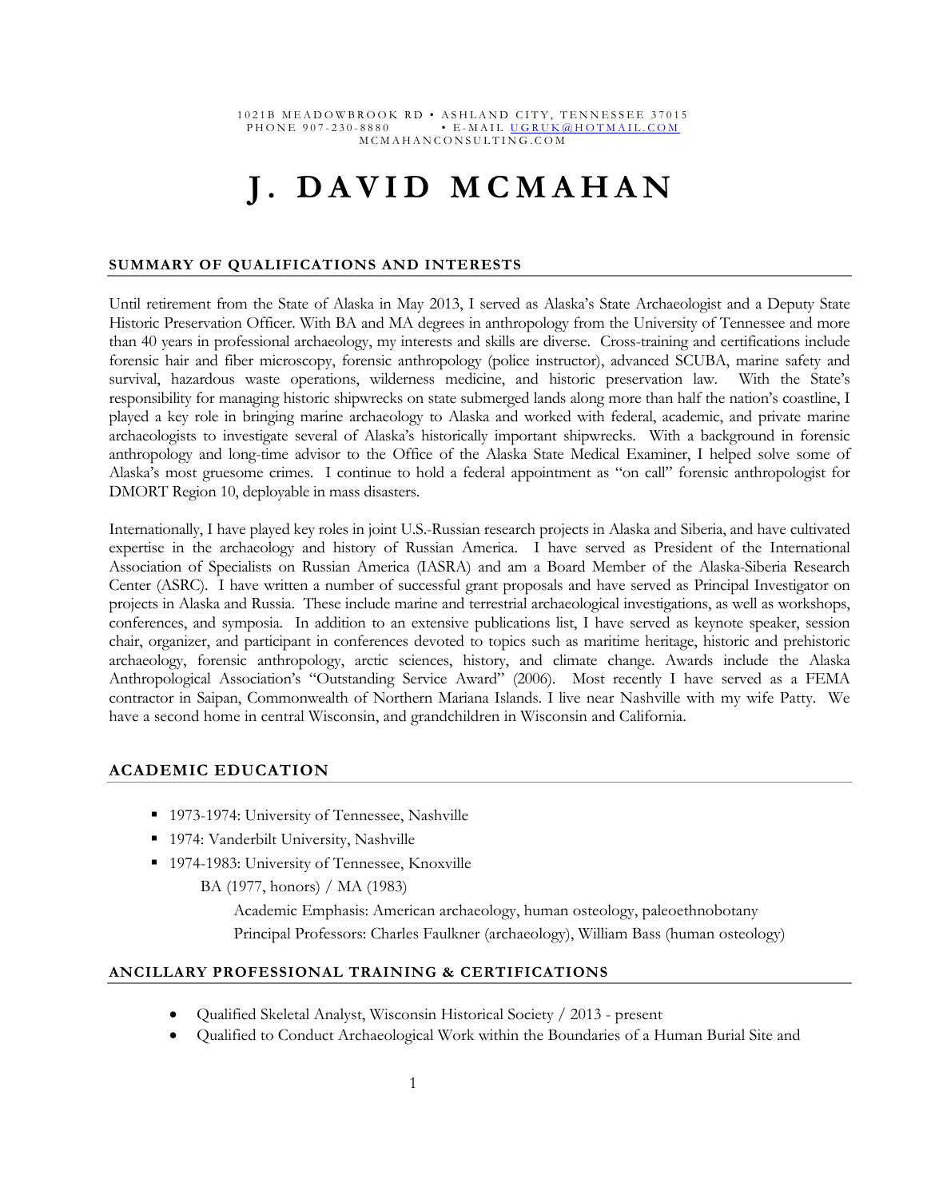1021B MEADOWBROOK RD • ASHLAND CITY, TENNESSEE 37015
PHONE 907-230-8880 • E-MAIL UGRUK@HOTMAIL.COM
MCMAHANCONSULTING.COM

# J. DAVID MCMAHAN

## SUMMARY OF QUALIFICATIONS AND INTERESTS

Until retirement from the State of Alaska in May 2013, I served as Alaska's State Archaeologist and a Deputy State Historic Preservation Officer. With BA and MA degrees in anthropology from the University of Tennessee and more than 40 years in professional archaeology, my interests and skills are diverse. Cross-training and certifications include forensic hair and fiber microscopy, forensic anthropology (police instructor), advanced SCUBA, marine safety and survival, hazardous waste operations, wilderness medicine, and historic preservation law. With the State's responsibility for managing historic shipwrecks on state submerged lands along more than half the nation's coastline, I played a key role in bringing marine archaeology to Alaska and worked with federal, academic, and private marine archaeologists to investigate several of Alaska's historically important shipwrecks. With a background in forensic anthropology and long-time advisor to the Office of the Alaska State Medical Examiner, I helped solve some of Alaska's most gruesome crimes. I continue to hold a federal appointment as "on call" forensic anthropologist for DMORT Region 10, deployable in mass disasters.

Internationally, I have played key roles in joint U.S.-Russian research projects in Alaska and Siberia, and have cultivated expertise in the archaeology and history of Russian America. I have served as President of the International Association of Specialists on Russian America (IASRA) and am a Board Member of the Alaska-Siberia Research Center (ASRC). I have written a number of successful grant proposals and have served as Principal Investigator on projects in Alaska and Russia. These include marine and terrestrial archaeological investigations, as well as workshops, conferences, and symposia. In addition to an extensive publications list, I have served as keynote speaker, session chair, organizer, and participant in conferences devoted to topics such as maritime heritage, historic and prehistoric archaeology, forensic anthropology, arctic sciences, history, and climate change. Awards include the Alaska Anthropological Association's "Outstanding Service Award" (2006). Most recently I have served as a FEMA contractor in Saipan, Commonwealth of Northern Mariana Islands. I live near Nashville with my wife Patty. We have a second home in central Wisconsin, and grandchildren in Wisconsin and California.

## ACADEMIC EDUCATION

- 1973-1974: University of Tennessee, Nashville
- 1974: Vanderbilt University, Nashville
- 1974-1983: University of Tennessee, Knoxville

  BA (1977, honors) / MA (1983)

  Academic Emphasis: American archaeology, human osteology, paleoethnobotany

  Principal Professors: Charles Faulkner (archaeology), William Bass (human osteology)

## ANCILLARY PROFESSIONAL TRAINING & CERTIFICATIONS

- Qualified Skeletal Analyst, Wisconsin Historical Society / 2013 - present
- Qualified to Conduct Archaeological Work within the Boundaries of a Human Burial Site and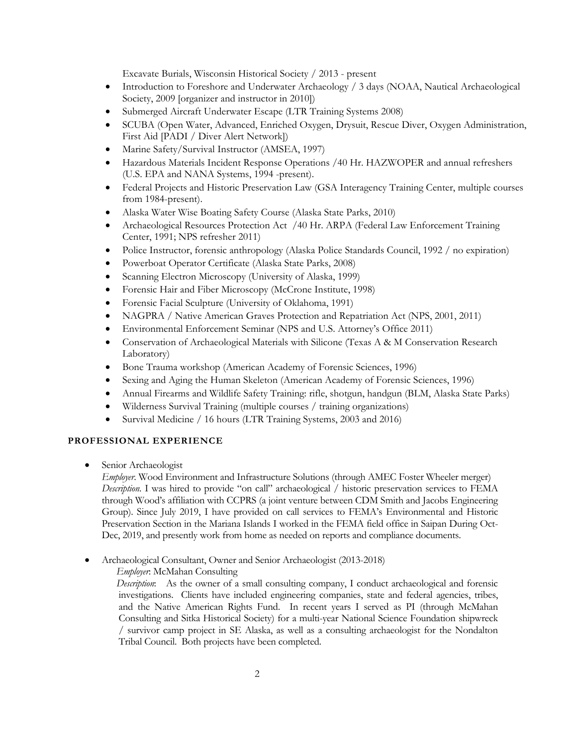Excavate Burials, Wisconsin Historical Society / 2013 - present

- Introduction to Foreshore and Underwater Archaeology / 3 days (NOAA, Nautical Archaeological Society, 2009 [organizer and instructor in 2010])
- Submerged Aircraft Underwater Escape (LTR Training Systems 2008)
- SCUBA (Open Water, Advanced, Enriched Oxygen, Drysuit, Rescue Diver, Oxygen Administration, First Aid [PADI / Diver Alert Network])
- Marine Safety/Survival Instructor (AMSEA, 1997)
- Hazardous Materials Incident Response Operations /40 Hr. HAZWOPER and annual refreshers (U.S. EPA and NANA Systems, 1994 -present).
- Federal Projects and Historic Preservation Law (GSA Interagency Training Center, multiple courses from 1984-present).
- Alaska Water Wise Boating Safety Course (Alaska State Parks, 2010)
- Archaeological Resources Protection Act /40 Hr. ARPA (Federal Law Enforcement Training Center, 1991; NPS refresher 2011)
- Police Instructor, forensic anthropology (Alaska Police Standards Council, 1992 / no expiration)
- Powerboat Operator Certificate (Alaska State Parks, 2008)
- Scanning Electron Microscopy (University of Alaska, 1999)
- Forensic Hair and Fiber Microscopy (McCrone Institute, 1998)
- Forensic Facial Sculpture (University of Oklahoma, 1991)
- NAGPRA / Native American Graves Protection and Repatriation Act (NPS, 2001, 2011)
- Environmental Enforcement Seminar (NPS and U.S. Attorney's Office 2011)
- Conservation of Archaeological Materials with Silicone (Texas A & M Conservation Research Laboratory)
- Bone Trauma workshop (American Academy of Forensic Sciences, 1996)
- Sexing and Aging the Human Skeleton (American Academy of Forensic Sciences, 1996)
- Annual Firearms and Wildlife Safety Training: rifle, shotgun, handgun (BLM, Alaska State Parks)
- Wilderness Survival Training (multiple courses / training organizations)
- Survival Medicine / 16 hours (LTR Training Systems, 2003 and 2016)

## PROFESSIONAL EXPERIENCE

- Senior Archaeologist
  *Employer*. Wood Environment and Infrastructure Solutions (through AMEC Foster Wheeler merger)
  *Description*. I was hired to provide "on call" archaeological / historic preservation services to FEMA through Wood's affiliation with CCPRS (a joint venture between CDM Smith and Jacobs Engineering Group). Since July 2019, I have provided on call services to FEMA's Environmental and Historic Preservation Section in the Mariana Islands I worked in the FEMA field office in Saipan During Oct-Dec, 2019, and presently work from home as needed on reports and compliance documents.

- Archaeological Consultant, Owner and Senior Archaeologist (2013-2018)
  *Employer*: McMahan Consulting
  *Description*: As the owner of a small consulting company, I conduct archaeological and forensic investigations. Clients have included engineering companies, state and federal agencies, tribes, and the Native American Rights Fund. In recent years I served as PI (through McMahan Consulting and Sitka Historical Society) for a multi-year National Science Foundation shipwreck / survivor camp project in SE Alaska, as well as a consulting archaeologist for the Nondalton Tribal Council. Both projects have been completed.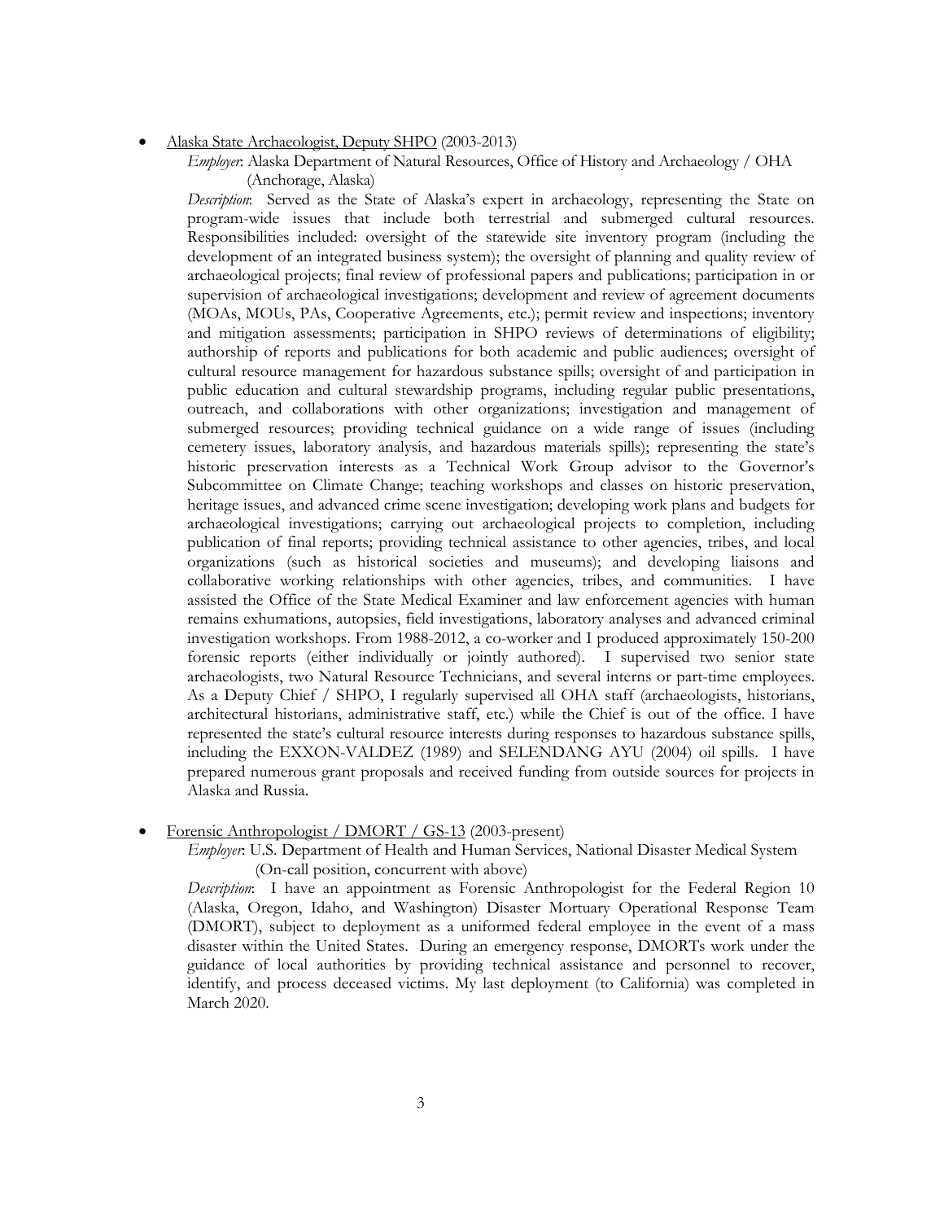- <u>Alaska State Archaeologist, Deputy SHPO</u> (2003-2013)

  *Employer*: Alaska Department of Natural Resources, Office of History and Archaeology / OHA (Anchorage, Alaska)

  *Description*: Served as the State of Alaska's expert in archaeology, representing the State on program-wide issues that include both terrestrial and submerged cultural resources. Responsibilities included: oversight of the statewide site inventory program (including the development of an integrated business system); the oversight of planning and quality review of archaeological projects; final review of professional papers and publications; participation in or supervision of archaeological investigations; development and review of agreement documents (MOAs, MOUs, PAs, Cooperative Agreements, etc.); permit review and inspections; inventory and mitigation assessments; participation in SHPO reviews of determinations of eligibility; authorship of reports and publications for both academic and public audiences; oversight of cultural resource management for hazardous substance spills; oversight of and participation in public education and cultural stewardship programs, including regular public presentations, outreach, and collaborations with other organizations; investigation and management of submerged resources; providing technical guidance on a wide range of issues (including cemetery issues, laboratory analysis, and hazardous materials spills); representing the state's historic preservation interests as a Technical Work Group advisor to the Governor's Subcommittee on Climate Change; teaching workshops and classes on historic preservation, heritage issues, and advanced crime scene investigation; developing work plans and budgets for archaeological investigations; carrying out archaeological projects to completion, including publication of final reports; providing technical assistance to other agencies, tribes, and local organizations (such as historical societies and museums); and developing liaisons and collaborative working relationships with other agencies, tribes, and communities. I have assisted the Office of the State Medical Examiner and law enforcement agencies with human remains exhumations, autopsies, field investigations, laboratory analyses and advanced criminal investigation workshops. From 1988-2012, a co-worker and I produced approximately 150-200 forensic reports (either individually or jointly authored). I supervised two senior state archaeologists, two Natural Resource Technicians, and several interns or part-time employees. As a Deputy Chief / SHPO, I regularly supervised all OHA staff (archaeologists, historians, architectural historians, administrative staff, etc.) while the Chief is out of the office. I have represented the state's cultural resource interests during responses to hazardous substance spills, including the EXXON-VALDEZ (1989) and SELENDANG AYU (2004) oil spills. I have prepared numerous grant proposals and received funding from outside sources for projects in Alaska and Russia.

- <u>Forensic Anthropologist / DMORT / GS-13</u> (2003-present)

  *Employer*: U.S. Department of Health and Human Services, National Disaster Medical System (On-call position, concurrent with above)

  *Description*: I have an appointment as Forensic Anthropologist for the Federal Region 10 (Alaska, Oregon, Idaho, and Washington) Disaster Mortuary Operational Response Team (DMORT), subject to deployment as a uniformed federal employee in the event of a mass disaster within the United States. During an emergency response, DMORTs work under the guidance of local authorities by providing technical assistance and personnel to recover, identify, and process deceased victims. My last deployment (to California) was completed in March 2020.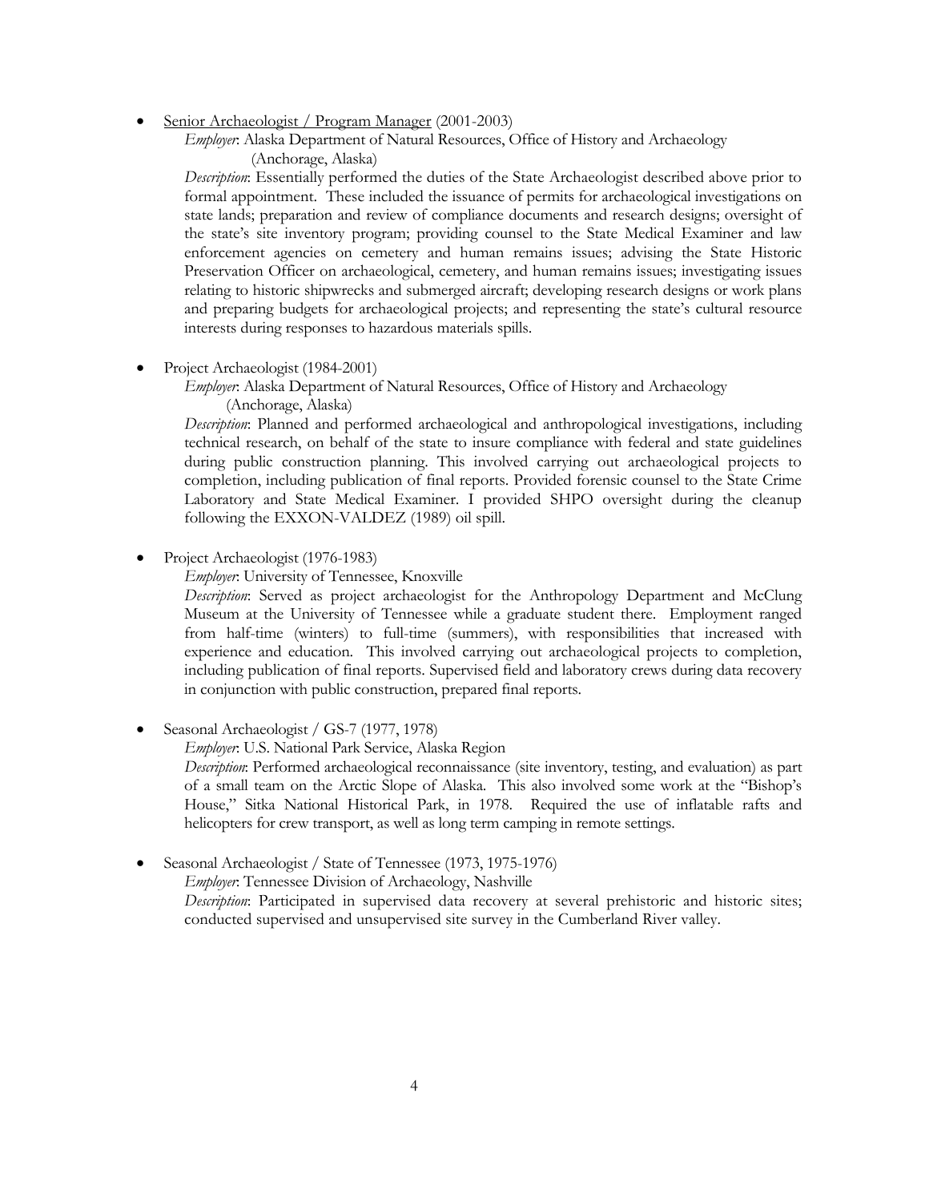- <u>Senior Archaeologist / Program Manager</u> (2001-2003)

  *Employer*: Alaska Department of Natural Resources, Office of History and Archaeology (Anchorage, Alaska)

  *Description*: Essentially performed the duties of the State Archaeologist described above prior to formal appointment. These included the issuance of permits for archaeological investigations on state lands; preparation and review of compliance documents and research designs; oversight of the state's site inventory program; providing counsel to the State Medical Examiner and law enforcement agencies on cemetery and human remains issues; advising the State Historic Preservation Officer on archaeological, cemetery, and human remains issues; investigating issues relating to historic shipwrecks and submerged aircraft; developing research designs or work plans and preparing budgets for archaeological projects; and representing the state's cultural resource interests during responses to hazardous materials spills.

- Project Archaeologist (1984-2001)

  *Employer*: Alaska Department of Natural Resources, Office of History and Archaeology (Anchorage, Alaska)

  *Description*: Planned and performed archaeological and anthropological investigations, including technical research, on behalf of the state to insure compliance with federal and state guidelines during public construction planning. This involved carrying out archaeological projects to completion, including publication of final reports. Provided forensic counsel to the State Crime Laboratory and State Medical Examiner. I provided SHPO oversight during the cleanup following the EXXON-VALDEZ (1989) oil spill.

- Project Archaeologist (1976-1983)

  *Employer*: University of Tennessee, Knoxville

  *Description*: Served as project archaeologist for the Anthropology Department and McClung Museum at the University of Tennessee while a graduate student there. Employment ranged from half-time (winters) to full-time (summers), with responsibilities that increased with experience and education. This involved carrying out archaeological projects to completion, including publication of final reports. Supervised field and laboratory crews during data recovery in conjunction with public construction, prepared final reports.

- Seasonal Archaeologist / GS-7 (1977, 1978)

  *Employer*: U.S. National Park Service, Alaska Region

  *Description*: Performed archaeological reconnaissance (site inventory, testing, and evaluation) as part of a small team on the Arctic Slope of Alaska. This also involved some work at the "Bishop's House," Sitka National Historical Park, in 1978. Required the use of inflatable rafts and helicopters for crew transport, as well as long term camping in remote settings.

- Seasonal Archaeologist / State of Tennessee (1973, 1975-1976)

  *Employer*: Tennessee Division of Archaeology, Nashville

  *Description*: Participated in supervised data recovery at several prehistoric and historic sites; conducted supervised and unsupervised site survey in the Cumberland River valley.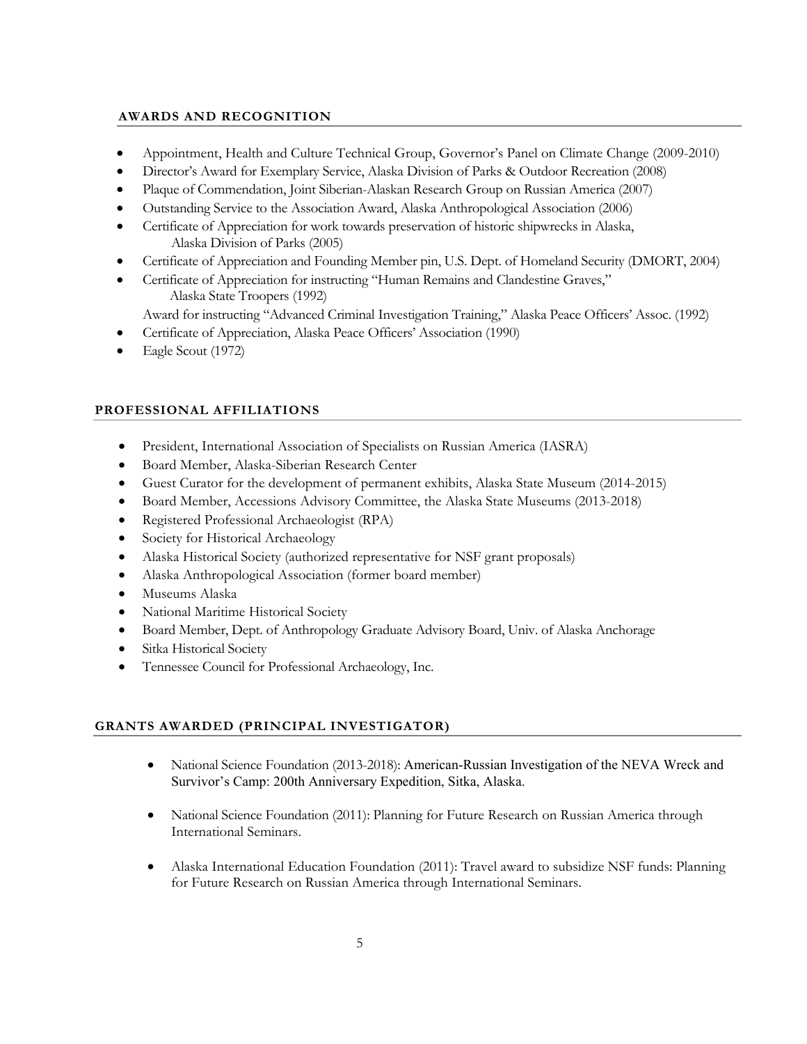## AWARDS AND RECOGNITION

- Appointment, Health and Culture Technical Group, Governor's Panel on Climate Change (2009-2010)
- Director's Award for Exemplary Service, Alaska Division of Parks & Outdoor Recreation (2008)
- Plaque of Commendation, Joint Siberian-Alaskan Research Group on Russian America (2007)
- Outstanding Service to the Association Award, Alaska Anthropological Association (2006)
- Certificate of Appreciation for work towards preservation of historic shipwrecks in Alaska, Alaska Division of Parks (2005)
- Certificate of Appreciation and Founding Member pin, U.S. Dept. of Homeland Security (DMORT, 2004)
- Certificate of Appreciation for instructing "Human Remains and Clandestine Graves," Alaska State Troopers (1992)
  Award for instructing "Advanced Criminal Investigation Training," Alaska Peace Officers' Assoc. (1992)
- Certificate of Appreciation, Alaska Peace Officers' Association (1990)
- Eagle Scout (1972)

## PROFESSIONAL AFFILIATIONS

- President, International Association of Specialists on Russian America (IASRA)
- Board Member, Alaska-Siberian Research Center
- Guest Curator for the development of permanent exhibits, Alaska State Museum (2014-2015)
- Board Member, Accessions Advisory Committee, the Alaska State Museums (2013-2018)
- Registered Professional Archaeologist (RPA)
- Society for Historical Archaeology
- Alaska Historical Society (authorized representative for NSF grant proposals)
- Alaska Anthropological Association (former board member)
- Museums Alaska
- National Maritime Historical Society
- Board Member, Dept. of Anthropology Graduate Advisory Board, Univ. of Alaska Anchorage
- Sitka Historical Society
- Tennessee Council for Professional Archaeology, Inc.

## GRANTS AWARDED (PRINCIPAL INVESTIGATOR)

- National Science Foundation (2013-2018): American-Russian Investigation of the NEVA Wreck and Survivor's Camp: 200th Anniversary Expedition, Sitka, Alaska.

- National Science Foundation (2011): Planning for Future Research on Russian America through International Seminars.

- Alaska International Education Foundation (2011): Travel award to subsidize NSF funds: Planning for Future Research on Russian America through International Seminars.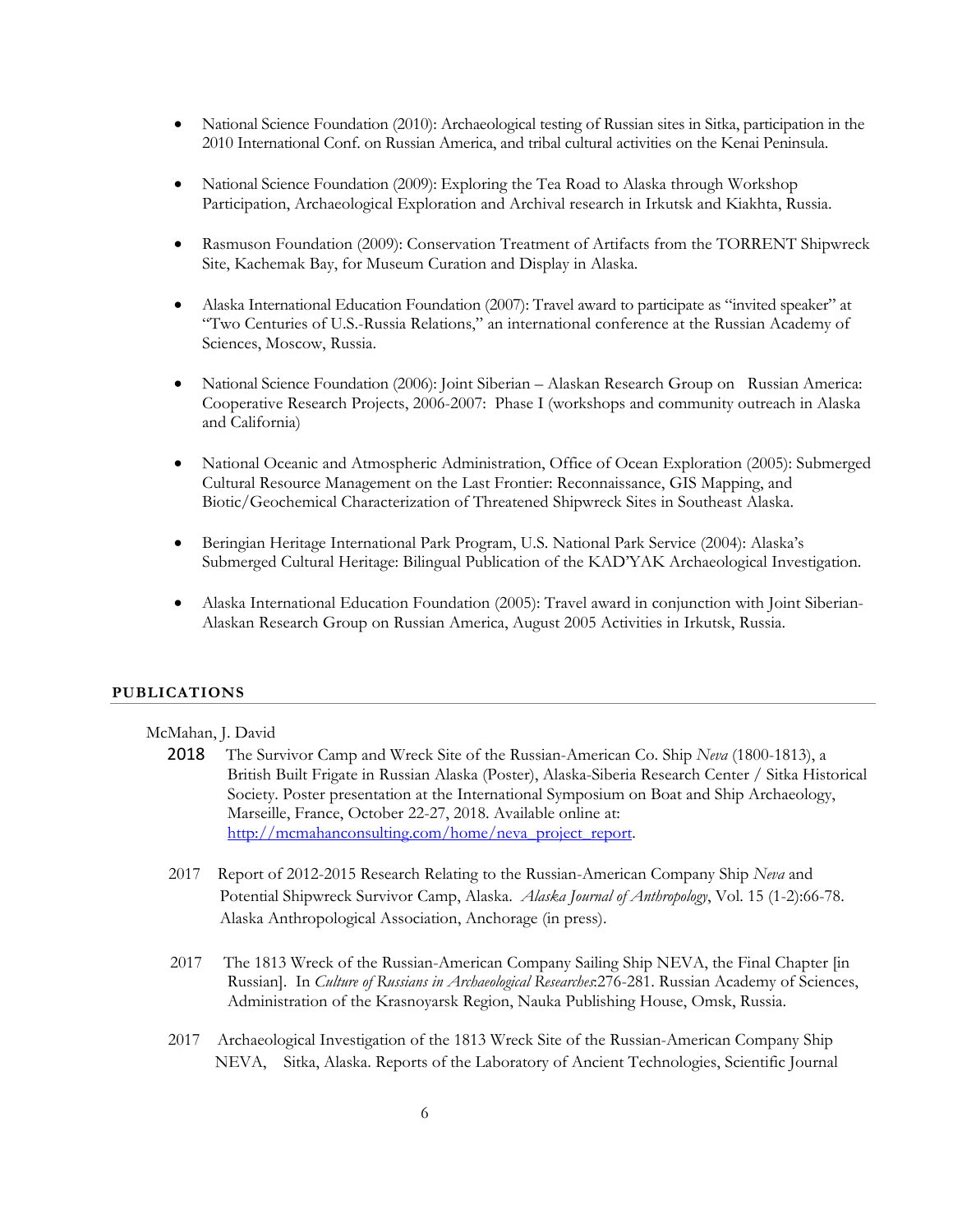- National Science Foundation (2010): Archaeological testing of Russian sites in Sitka, participation in the 2010 International Conf. on Russian America, and tribal cultural activities on the Kenai Peninsula.

- National Science Foundation (2009): Exploring the Tea Road to Alaska through Workshop Participation, Archaeological Exploration and Archival research in Irkutsk and Kiakhta, Russia.

- Rasmuson Foundation (2009): Conservation Treatment of Artifacts from the TORRENT Shipwreck Site, Kachemak Bay, for Museum Curation and Display in Alaska.

- Alaska International Education Foundation (2007): Travel award to participate as "invited speaker" at "Two Centuries of U.S.-Russia Relations," an international conference at the Russian Academy of Sciences, Moscow, Russia.

- National Science Foundation (2006): Joint Siberian – Alaskan Research Group on Russian America: Cooperative Research Projects, 2006-2007: Phase I (workshops and community outreach in Alaska and California)

- National Oceanic and Atmospheric Administration, Office of Ocean Exploration (2005): Submerged Cultural Resource Management on the Last Frontier: Reconnaissance, GIS Mapping, and Biotic/Geochemical Characterization of Threatened Shipwreck Sites in Southeast Alaska.

- Beringian Heritage International Park Program, U.S. National Park Service (2004): Alaska's Submerged Cultural Heritage: Bilingual Publication of the KAD'YAK Archaeological Investigation.

- Alaska International Education Foundation (2005): Travel award in conjunction with Joint Siberian-Alaskan Research Group on Russian America, August 2005 Activities in Irkutsk, Russia.

## PUBLICATIONS

McMahan, J. David

2018 The Survivor Camp and Wreck Site of the Russian-American Co. Ship *Neva* (1800-1813), a British Built Frigate in Russian Alaska (Poster), Alaska-Siberia Research Center / Sitka Historical Society. Poster presentation at the International Symposium on Boat and Ship Archaeology, Marseille, France, October 22-27, 2018. Available online at: http://mcmahanconsulting.com/home/neva_project_report.

2017 Report of 2012-2015 Research Relating to the Russian-American Company Ship *Neva* and Potential Shipwreck Survivor Camp, Alaska. *Alaska Journal of Anthropology*, Vol. 15 (1-2):66-78. Alaska Anthropological Association, Anchorage (in press).

2017 The 1813 Wreck of the Russian-American Company Sailing Ship NEVA, the Final Chapter [in Russian]. In *Culture of Russians in Archaeological Researches*:276-281. Russian Academy of Sciences, Administration of the Krasnoyarsk Region, Nauka Publishing House, Omsk, Russia.

2017 Archaeological Investigation of the 1813 Wreck Site of the Russian-American Company Ship NEVA, Sitka, Alaska. Reports of the Laboratory of Ancient Technologies, Scientific Journal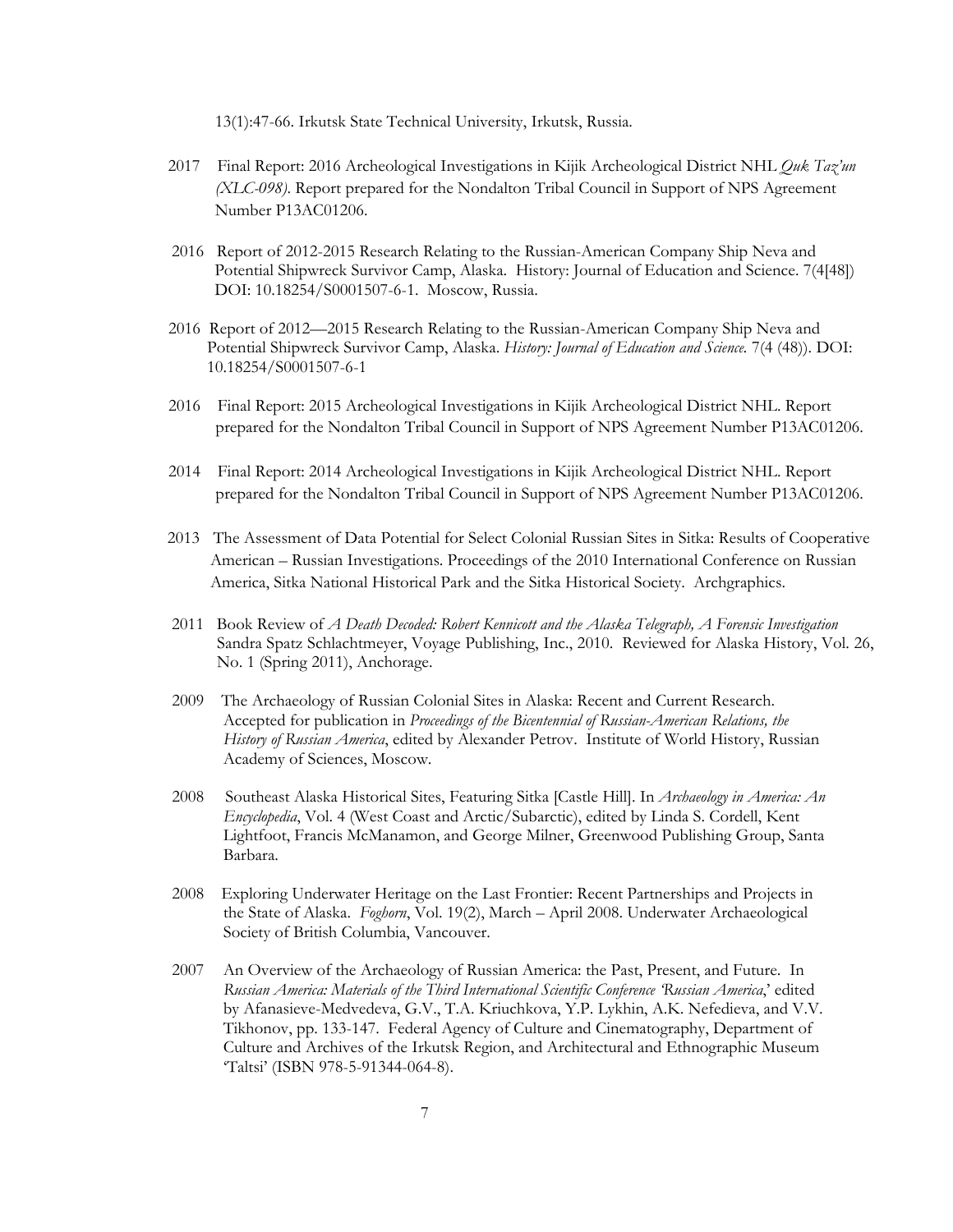13(1):47-66. Irkutsk State Technical University, Irkutsk, Russia.

2017 Final Report: 2016 Archeological Investigations in Kijik Archeological District NHL *Quk Taz'un (XLC-098)*. Report prepared for the Nondalton Tribal Council in Support of NPS Agreement Number P13AC01206.

2016 Report of 2012-2015 Research Relating to the Russian-American Company Ship Neva and Potential Shipwreck Survivor Camp, Alaska. History: Journal of Education and Science. 7(4[48]) DOI: 10.18254/S0001507-6-1. Moscow, Russia.

2016 Report of 2012—2015 Research Relating to the Russian-American Company Ship Neva and Potential Shipwreck Survivor Camp, Alaska. *History: Journal of Education and Science.* 7(4 (48)). DOI: 10.18254/S0001507-6-1

2016 Final Report: 2015 Archeological Investigations in Kijik Archeological District NHL. Report prepared for the Nondalton Tribal Council in Support of NPS Agreement Number P13AC01206.

2014 Final Report: 2014 Archeological Investigations in Kijik Archeological District NHL. Report prepared for the Nondalton Tribal Council in Support of NPS Agreement Number P13AC01206.

2013 The Assessment of Data Potential for Select Colonial Russian Sites in Sitka: Results of Cooperative American – Russian Investigations. Proceedings of the 2010 International Conference on Russian America, Sitka National Historical Park and the Sitka Historical Society. Archgraphics.

2011 Book Review of *A Death Decoded: Robert Kennicott and the Alaska Telegraph, A Forensic Investigation* Sandra Spatz Schlachtmeyer, Voyage Publishing, Inc., 2010. Reviewed for Alaska History, Vol. 26, No. 1 (Spring 2011), Anchorage.

2009 The Archaeology of Russian Colonial Sites in Alaska: Recent and Current Research. Accepted for publication in *Proceedings of the Bicentennial of Russian-American Relations, the History of Russian America*, edited by Alexander Petrov. Institute of World History, Russian Academy of Sciences, Moscow.

2008 Southeast Alaska Historical Sites, Featuring Sitka [Castle Hill]. In *Archaeology in America: An Encyclopedia*, Vol. 4 (West Coast and Arctic/Subarctic), edited by Linda S. Cordell, Kent Lightfoot, Francis McManamon, and George Milner, Greenwood Publishing Group, Santa Barbara.

2008 Exploring Underwater Heritage on the Last Frontier: Recent Partnerships and Projects in the State of Alaska. *Foghorn*, Vol. 19(2), March – April 2008. Underwater Archaeological Society of British Columbia, Vancouver.

2007 An Overview of the Archaeology of Russian America: the Past, Present, and Future. In *Russian America: Materials of the Third International Scientific Conference 'Russian America*,' edited by Afanasieve-Medvedeva, G.V., T.A. Kriuchkova, Y.P. Lykhin, A.K. Nefedieva, and V.V. Tikhonov, pp. 133-147. Federal Agency of Culture and Cinematography, Department of Culture and Archives of the Irkutsk Region, and Architectural and Ethnographic Museum 'Taltsi' (ISBN 978-5-91344-064-8).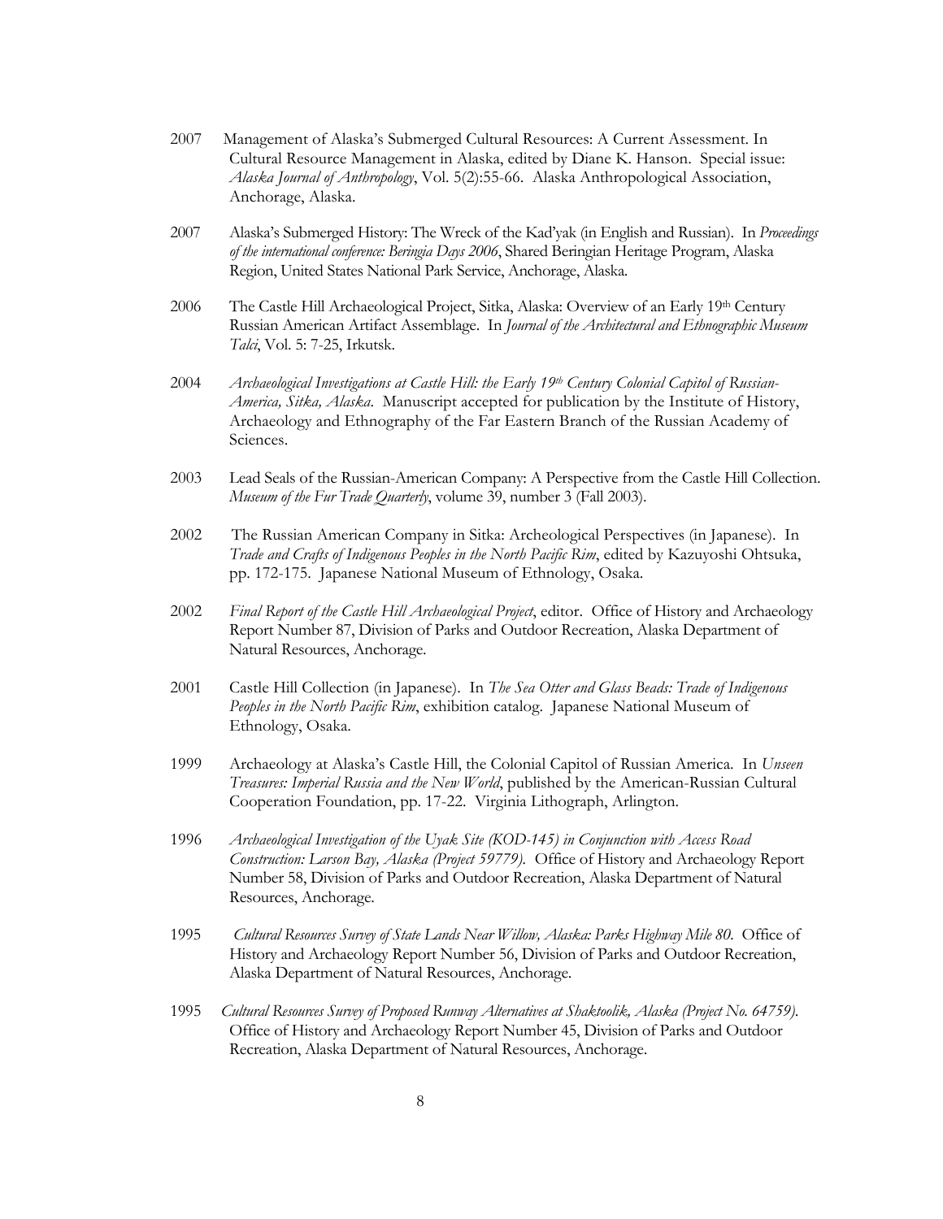2007 Management of Alaska's Submerged Cultural Resources: A Current Assessment. In Cultural Resource Management in Alaska, edited by Diane K. Hanson. Special issue: *Alaska Journal of Anthropology*, Vol. 5(2):55-66. Alaska Anthropological Association, Anchorage, Alaska.

2007 Alaska's Submerged History: The Wreck of the Kad'yak (in English and Russian). In *Proceedings of the international conference: Beringia Days 2006*, Shared Beringian Heritage Program, Alaska Region, United States National Park Service, Anchorage, Alaska.

2006 The Castle Hill Archaeological Project, Sitka, Alaska: Overview of an Early 19th Century Russian American Artifact Assemblage. In *Journal of the Architectural and Ethnographic Museum Talci*, Vol. 5: 7-25, Irkutsk.

2004 *Archaeological Investigations at Castle Hill: the Early 19th Century Colonial Capitol of Russian-America, Sitka, Alaska*. Manuscript accepted for publication by the Institute of History, Archaeology and Ethnography of the Far Eastern Branch of the Russian Academy of Sciences.

2003 Lead Seals of the Russian-American Company: A Perspective from the Castle Hill Collection. *Museum of the Fur Trade Quarterly*, volume 39, number 3 (Fall 2003).

2002 The Russian American Company in Sitka: Archeological Perspectives (in Japanese). In *Trade and Crafts of Indigenous Peoples in the North Pacific Rim*, edited by Kazuyoshi Ohtsuka, pp. 172-175. Japanese National Museum of Ethnology, Osaka.

2002 *Final Report of the Castle Hill Archaeological Project*, editor. Office of History and Archaeology Report Number 87, Division of Parks and Outdoor Recreation, Alaska Department of Natural Resources, Anchorage.

2001 Castle Hill Collection (in Japanese). In *The Sea Otter and Glass Beads: Trade of Indigenous Peoples in the North Pacific Rim*, exhibition catalog. Japanese National Museum of Ethnology, Osaka.

1999 Archaeology at Alaska's Castle Hill, the Colonial Capitol of Russian America. In *Unseen Treasures: Imperial Russia and the New World*, published by the American-Russian Cultural Cooperation Foundation, pp. 17-22. Virginia Lithograph, Arlington.

1996 *Archaeological Investigation of the Uyak Site (KOD-145) in Conjunction with Access Road Construction: Larson Bay, Alaska (Project 59779)*. Office of History and Archaeology Report Number 58, Division of Parks and Outdoor Recreation, Alaska Department of Natural Resources, Anchorage.

1995 *Cultural Resources Survey of State Lands Near Willow, Alaska: Parks Highway Mile 80*. Office of History and Archaeology Report Number 56, Division of Parks and Outdoor Recreation, Alaska Department of Natural Resources, Anchorage.

1995 *Cultural Resources Survey of Proposed Runway Alternatives at Shaktoolik, Alaska (Project No. 64759)*. Office of History and Archaeology Report Number 45, Division of Parks and Outdoor Recreation, Alaska Department of Natural Resources, Anchorage.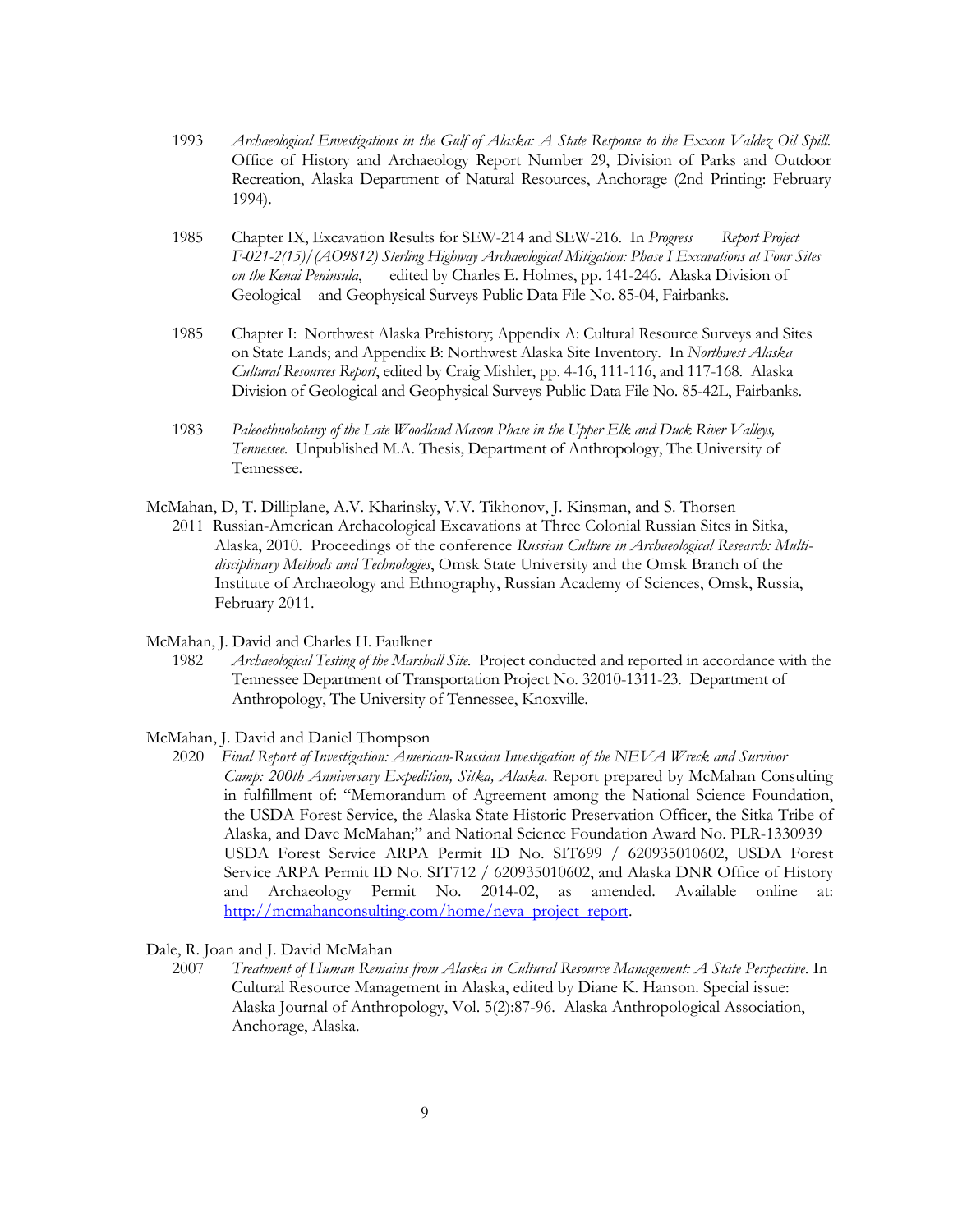1993 *Archaeological Envestigations in the Gulf of Alaska: A State Response to the Exxon Valdez Oil Spill.* Office of History and Archaeology Report Number 29, Division of Parks and Outdoor Recreation, Alaska Department of Natural Resources, Anchorage (2nd Printing: February 1994).

1985 Chapter IX, Excavation Results for SEW-214 and SEW-216. In *Progress Report Project F-021-2(15)/(AO9812) Sterling Highway Archaeological Mitigation: Phase I Excavations at Four Sites on the Kenai Peninsula*, edited by Charles E. Holmes, pp. 141-246. Alaska Division of Geological and Geophysical Surveys Public Data File No. 85-04, Fairbanks.

1985 Chapter I: Northwest Alaska Prehistory; Appendix A: Cultural Resource Surveys and Sites on State Lands; and Appendix B: Northwest Alaska Site Inventory. In *Northwest Alaska Cultural Resources Report*, edited by Craig Mishler, pp. 4-16, 111-116, and 117-168. Alaska Division of Geological and Geophysical Surveys Public Data File No. 85-42L, Fairbanks.

1983 *Paleoethnobotany of the Late Woodland Mason Phase in the Upper Elk and Duck River Valleys, Tennessee.* Unpublished M.A. Thesis, Department of Anthropology, The University of Tennessee.

McMahan, D, T. Dilliplane, A.V. Kharinsky, V.V. Tikhonov, J. Kinsman, and S. Thorsen

2011 Russian-American Archaeological Excavations at Three Colonial Russian Sites in Sitka, Alaska, 2010. Proceedings of the conference *Russian Culture in Archaeological Research: Multi-disciplinary Methods and Technologies*, Omsk State University and the Omsk Branch of the Institute of Archaeology and Ethnography, Russian Academy of Sciences, Omsk, Russia, February 2011.

McMahan, J. David and Charles H. Faulkner

1982 *Archaeological Testing of the Marshall Site.* Project conducted and reported in accordance with the Tennessee Department of Transportation Project No. 32010-1311-23. Department of Anthropology, The University of Tennessee, Knoxville.

McMahan, J. David and Daniel Thompson

2020 *Final Report of Investigation: American-Russian Investigation of the NEVA Wreck and Survivor Camp: 200th Anniversary Expedition, Sitka, Alaska.* Report prepared by McMahan Consulting in fulfillment of: "Memorandum of Agreement among the National Science Foundation, the USDA Forest Service, the Alaska State Historic Preservation Officer, the Sitka Tribe of Alaska, and Dave McMahan;" and National Science Foundation Award No. PLR-1330939 USDA Forest Service ARPA Permit ID No. SIT699 / 620935010602, USDA Forest Service ARPA Permit ID No. SIT712 / 620935010602, and Alaska DNR Office of History and Archaeology Permit No. 2014-02, as amended. Available online at: http://mcmahanconsulting.com/home/neva_project_report.

Dale, R. Joan and J. David McMahan

2007 *Treatment of Human Remains from Alaska in Cultural Resource Management: A State Perspective.* In Cultural Resource Management in Alaska, edited by Diane K. Hanson. Special issue: Alaska Journal of Anthropology, Vol. 5(2):87-96. Alaska Anthropological Association, Anchorage, Alaska.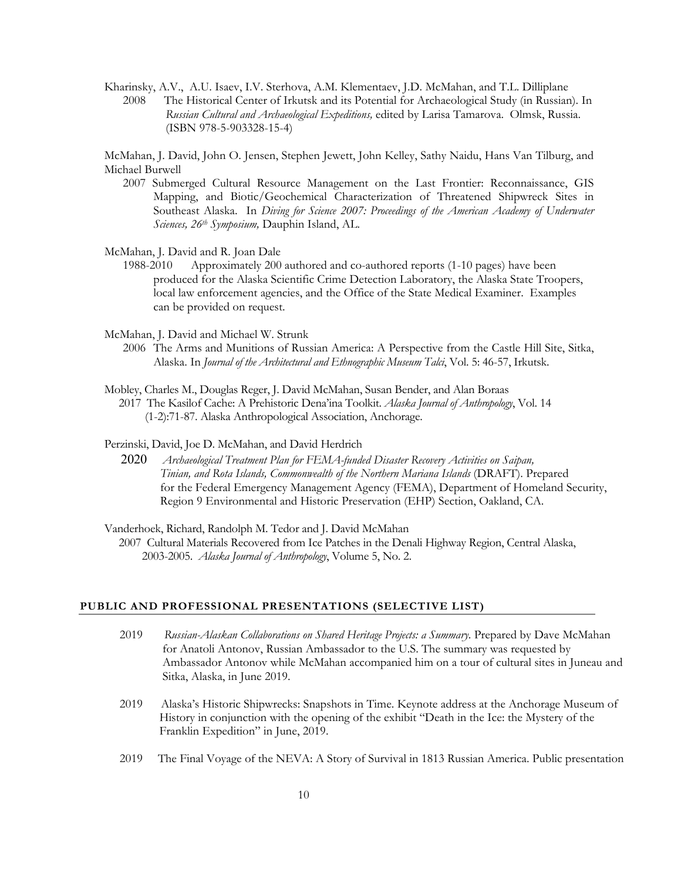Kharinsky, A.V., A.U. Isaev, I.V. Sterhova, A.M. Klementaev, J.D. McMahan, and T.L. Dilliplane
2008 The Historical Center of Irkutsk and its Potential for Archaeological Study (in Russian). In *Russian Cultural and Archaeological Expeditions,* edited by Larisa Tamarova. Olmsk, Russia. (ISBN 978-5-903328-15-4)

McMahan, J. David, John O. Jensen, Stephen Jewett, John Kelley, Sathy Naidu, Hans Van Tilburg, and Michael Burwell
2007 Submerged Cultural Resource Management on the Last Frontier: Reconnaissance, GIS Mapping, and Biotic/Geochemical Characterization of Threatened Shipwreck Sites in Southeast Alaska. In *Diving for Science 2007: Proceedings of the American Academy of Underwater Sciences, 26th Symposium,* Dauphin Island, AL.

McMahan, J. David and R. Joan Dale
1988-2010 Approximately 200 authored and co-authored reports (1-10 pages) have been produced for the Alaska Scientific Crime Detection Laboratory, the Alaska State Troopers, local law enforcement agencies, and the Office of the State Medical Examiner. Examples can be provided on request.

McMahan, J. David and Michael W. Strunk
2006 The Arms and Munitions of Russian America: A Perspective from the Castle Hill Site, Sitka, Alaska. In *Journal of the Architectural and Ethnographic Museum Talci*, Vol. 5: 46-57, Irkutsk.

Mobley, Charles M., Douglas Reger, J. David McMahan, Susan Bender, and Alan Boraas
2017 The Kasilof Cache: A Prehistoric Dena'ina Toolkit. *Alaska Journal of Anthropology*, Vol. 14 (1-2):71-87. Alaska Anthropological Association, Anchorage.

Perzinski, David, Joe D. McMahan, and David Herdrich
2020 *Archaeological Treatment Plan for FEMA-funded Disaster Recovery Activities on Saipan, Tinian, and Rota Islands, Commonwealth of the Northern Mariana Islands* (DRAFT). Prepared for the Federal Emergency Management Agency (FEMA), Department of Homeland Security, Region 9 Environmental and Historic Preservation (EHP) Section, Oakland, CA.

Vanderhoek, Richard, Randolph M. Tedor and J. David McMahan
2007 Cultural Materials Recovered from Ice Patches in the Denali Highway Region, Central Alaska, 2003-2005. *Alaska Journal of Anthropology*, Volume 5, No. 2.

## PUBLIC AND PROFESSIONAL PRESENTATIONS (SELECTIVE LIST)

2019 *Russian-Alaskan Collaborations on Shared Heritage Projects: a Summary.* Prepared by Dave McMahan for Anatoli Antonov, Russian Ambassador to the U.S. The summary was requested by Ambassador Antonov while McMahan accompanied him on a tour of cultural sites in Juneau and Sitka, Alaska, in June 2019.

2019 Alaska's Historic Shipwrecks: Snapshots in Time. Keynote address at the Anchorage Museum of History in conjunction with the opening of the exhibit "Death in the Ice: the Mystery of the Franklin Expedition" in June, 2019.

2019 The Final Voyage of the NEVA: A Story of Survival in 1813 Russian America. Public presentation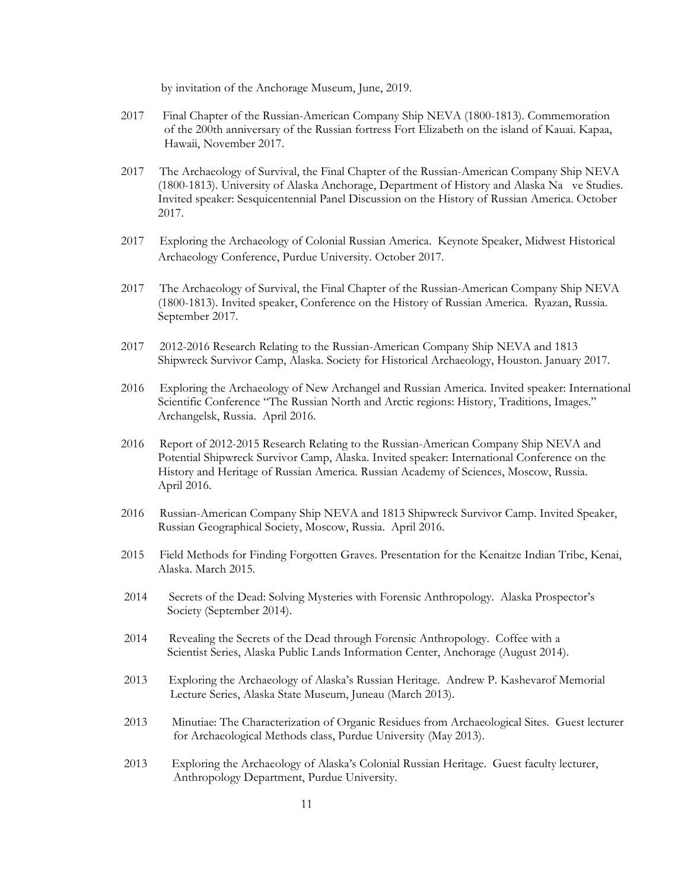by invitation of the Anchorage Museum, June, 2019.

2017 Final Chapter of the Russian-American Company Ship NEVA (1800-1813). Commemoration of the 200th anniversary of the Russian fortress Fort Elizabeth on the island of Kauai. Kapaa, Hawaii, November 2017.

2017 The Archaeology of Survival, the Final Chapter of the Russian-American Company Ship NEVA (1800-1813). University of Alaska Anchorage, Department of History and Alaska Na ve Studies. Invited speaker: Sesquicentennial Panel Discussion on the History of Russian America. October 2017.

2017 Exploring the Archaeology of Colonial Russian America. Keynote Speaker, Midwest Historical Archaeology Conference, Purdue University. October 2017.

2017 The Archaeology of Survival, the Final Chapter of the Russian-American Company Ship NEVA (1800-1813). Invited speaker, Conference on the History of Russian America. Ryazan, Russia. September 2017.

2017 2012-2016 Research Relating to the Russian-American Company Ship NEVA and 1813 Shipwreck Survivor Camp, Alaska. Society for Historical Archaeology, Houston. January 2017.

2016 Exploring the Archaeology of New Archangel and Russian America. Invited speaker: International Scientific Conference "The Russian North and Arctic regions: History, Traditions, Images." Archangelsk, Russia. April 2016.

2016 Report of 2012-2015 Research Relating to the Russian-American Company Ship NEVA and Potential Shipwreck Survivor Camp, Alaska. Invited speaker: International Conference on the History and Heritage of Russian America. Russian Academy of Sciences, Moscow, Russia. April 2016.

2016 Russian-American Company Ship NEVA and 1813 Shipwreck Survivor Camp. Invited Speaker, Russian Geographical Society, Moscow, Russia. April 2016.

2015 Field Methods for Finding Forgotten Graves. Presentation for the Kenaitze Indian Tribe, Kenai, Alaska. March 2015.

2014 Secrets of the Dead: Solving Mysteries with Forensic Anthropology. Alaska Prospector's Society (September 2014).

2014 Revealing the Secrets of the Dead through Forensic Anthropology. Coffee with a Scientist Series, Alaska Public Lands Information Center, Anchorage (August 2014).

2013 Exploring the Archaeology of Alaska's Russian Heritage. Andrew P. Kashevarof Memorial Lecture Series, Alaska State Museum, Juneau (March 2013).

2013 Minutiae: The Characterization of Organic Residues from Archaeological Sites. Guest lecturer for Archaeological Methods class, Purdue University (May 2013).

2013 Exploring the Archaeology of Alaska's Colonial Russian Heritage. Guest faculty lecturer, Anthropology Department, Purdue University.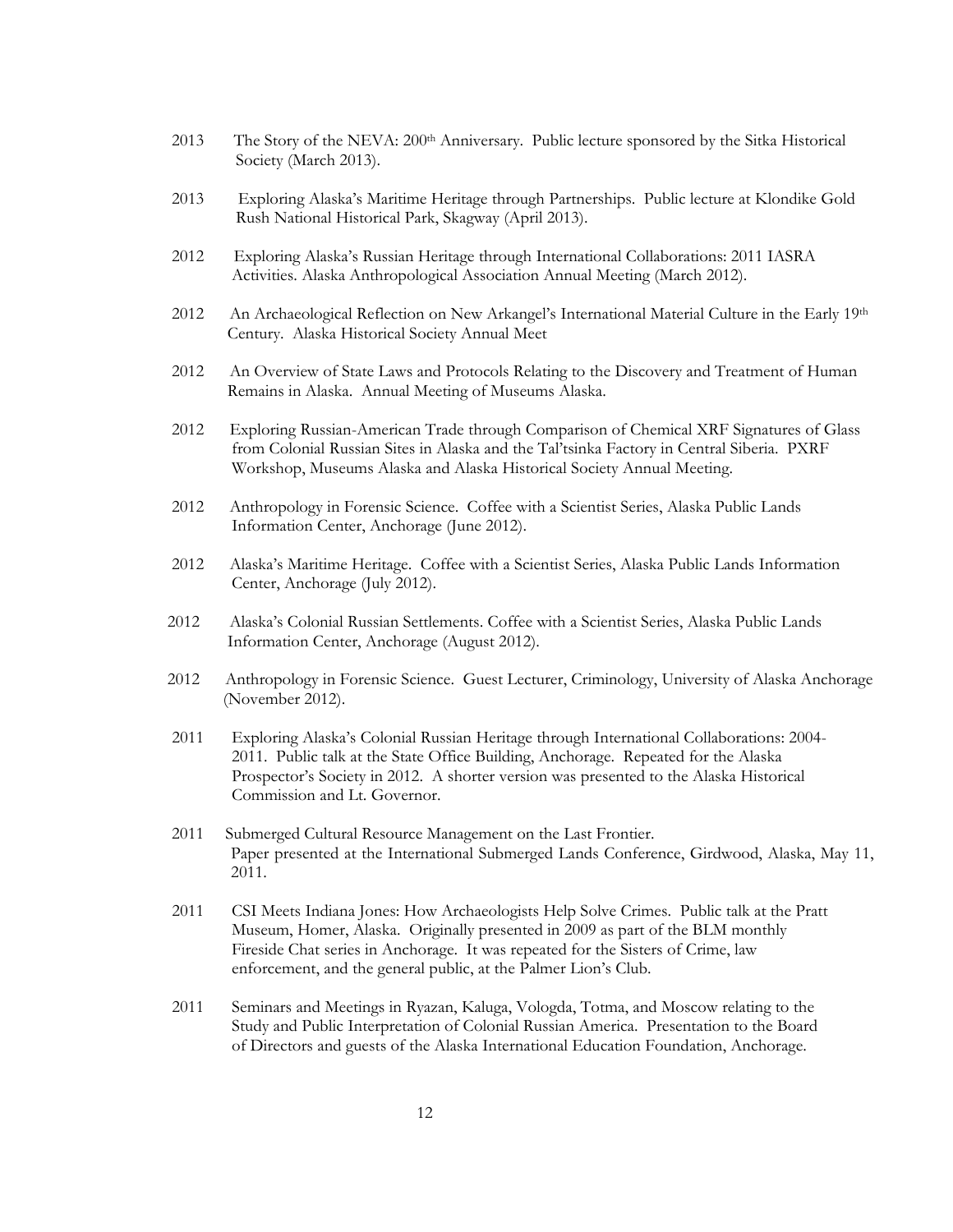2013 The Story of the NEVA: 200th Anniversary. Public lecture sponsored by the Sitka Historical Society (March 2013).

2013 Exploring Alaska's Maritime Heritage through Partnerships. Public lecture at Klondike Gold Rush National Historical Park, Skagway (April 2013).

2012 Exploring Alaska's Russian Heritage through International Collaborations: 2011 IASRA Activities. Alaska Anthropological Association Annual Meeting (March 2012).

2012 An Archaeological Reflection on New Arkangel's International Material Culture in the Early 19th Century. Alaska Historical Society Annual Meet

2012 An Overview of State Laws and Protocols Relating to the Discovery and Treatment of Human Remains in Alaska. Annual Meeting of Museums Alaska.

2012 Exploring Russian-American Trade through Comparison of Chemical XRF Signatures of Glass from Colonial Russian Sites in Alaska and the Tal'tsinka Factory in Central Siberia. PXRF Workshop, Museums Alaska and Alaska Historical Society Annual Meeting.

2012 Anthropology in Forensic Science. Coffee with a Scientist Series, Alaska Public Lands Information Center, Anchorage (June 2012).

2012 Alaska's Maritime Heritage. Coffee with a Scientist Series, Alaska Public Lands Information Center, Anchorage (July 2012).

2012 Alaska's Colonial Russian Settlements. Coffee with a Scientist Series, Alaska Public Lands Information Center, Anchorage (August 2012).

2012 Anthropology in Forensic Science. Guest Lecturer, Criminology, University of Alaska Anchorage (November 2012).

2011 Exploring Alaska's Colonial Russian Heritage through International Collaborations: 2004-2011. Public talk at the State Office Building, Anchorage. Repeated for the Alaska Prospector's Society in 2012. A shorter version was presented to the Alaska Historical Commission and Lt. Governor.

2011 Submerged Cultural Resource Management on the Last Frontier. Paper presented at the International Submerged Lands Conference, Girdwood, Alaska, May 11, 2011.

2011 CSI Meets Indiana Jones: How Archaeologists Help Solve Crimes. Public talk at the Pratt Museum, Homer, Alaska. Originally presented in 2009 as part of the BLM monthly Fireside Chat series in Anchorage. It was repeated for the Sisters of Crime, law enforcement, and the general public, at the Palmer Lion's Club.

2011 Seminars and Meetings in Ryazan, Kaluga, Vologda, Totma, and Moscow relating to the Study and Public Interpretation of Colonial Russian America. Presentation to the Board of Directors and guests of the Alaska International Education Foundation, Anchorage.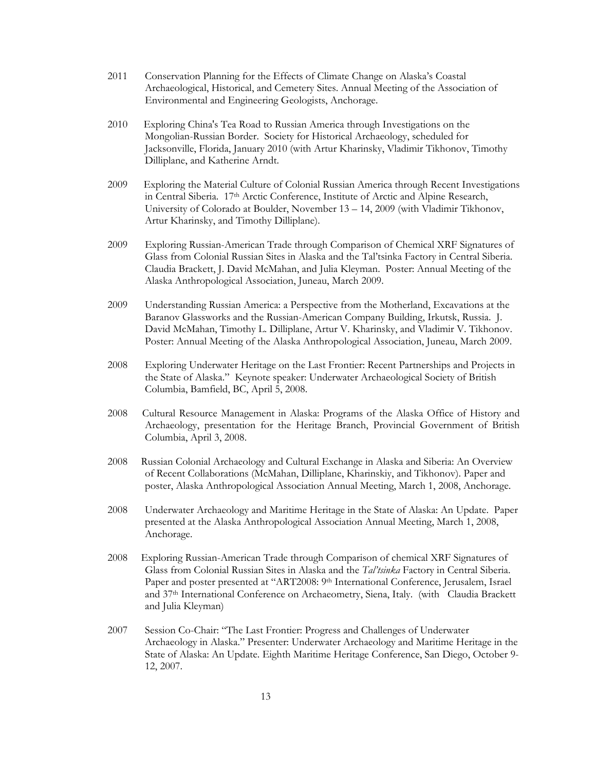2011 Conservation Planning for the Effects of Climate Change on Alaska's Coastal Archaeological, Historical, and Cemetery Sites. Annual Meeting of the Association of Environmental and Engineering Geologists, Anchorage.

2010 Exploring China's Tea Road to Russian America through Investigations on the Mongolian-Russian Border. Society for Historical Archaeology, scheduled for Jacksonville, Florida, January 2010 (with Artur Kharinsky, Vladimir Tikhonov, Timothy Dilliplane, and Katherine Arndt.

2009 Exploring the Material Culture of Colonial Russian America through Recent Investigations in Central Siberia. 17th Arctic Conference, Institute of Arctic and Alpine Research, University of Colorado at Boulder, November 13 – 14, 2009 (with Vladimir Tikhonov, Artur Kharinsky, and Timothy Dilliplane).

2009 Exploring Russian-American Trade through Comparison of Chemical XRF Signatures of Glass from Colonial Russian Sites in Alaska and the Tal'tsinka Factory in Central Siberia. Claudia Brackett, J. David McMahan, and Julia Kleyman. Poster: Annual Meeting of the Alaska Anthropological Association, Juneau, March 2009.

2009 Understanding Russian America: a Perspective from the Motherland, Excavations at the Baranov Glassworks and the Russian-American Company Building, Irkutsk, Russia. J. David McMahan, Timothy L. Dilliplane, Artur V. Kharinsky, and Vladimir V. Tikhonov. Poster: Annual Meeting of the Alaska Anthropological Association, Juneau, March 2009.

2008 Exploring Underwater Heritage on the Last Frontier: Recent Partnerships and Projects in the State of Alaska." Keynote speaker: Underwater Archaeological Society of British Columbia, Bamfield, BC, April 5, 2008.

2008 Cultural Resource Management in Alaska: Programs of the Alaska Office of History and Archaeology, presentation for the Heritage Branch, Provincial Government of British Columbia, April 3, 2008.

2008 Russian Colonial Archaeology and Cultural Exchange in Alaska and Siberia: An Overview of Recent Collaborations (McMahan, Dilliplane, Kharinskiy, and Tikhonov). Paper and poster, Alaska Anthropological Association Annual Meeting, March 1, 2008, Anchorage.

2008 Underwater Archaeology and Maritime Heritage in the State of Alaska: An Update. Paper presented at the Alaska Anthropological Association Annual Meeting, March 1, 2008, Anchorage.

2008 Exploring Russian-American Trade through Comparison of chemical XRF Signatures of Glass from Colonial Russian Sites in Alaska and the *Tal'tsinka* Factory in Central Siberia. Paper and poster presented at "ART2008: 9th International Conference, Jerusalem, Israel and 37th International Conference on Archaeometry, Siena, Italy. (with Claudia Brackett and Julia Kleyman)

2007 Session Co-Chair: "The Last Frontier: Progress and Challenges of Underwater Archaeology in Alaska." Presenter: Underwater Archaeology and Maritime Heritage in the State of Alaska: An Update. Eighth Maritime Heritage Conference, San Diego, October 9-12, 2007.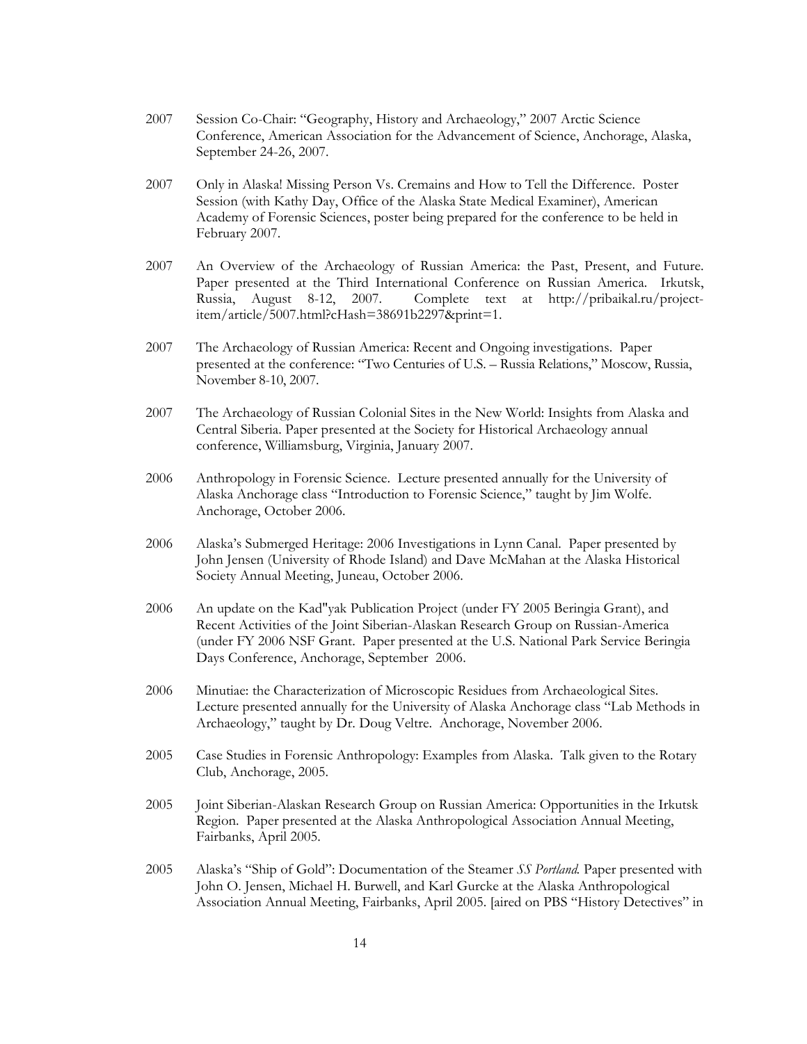2007 Session Co-Chair: "Geography, History and Archaeology," 2007 Arctic Science Conference, American Association for the Advancement of Science, Anchorage, Alaska, September 24-26, 2007.

2007 Only in Alaska! Missing Person Vs. Cremains and How to Tell the Difference. Poster Session (with Kathy Day, Office of the Alaska State Medical Examiner), American Academy of Forensic Sciences, poster being prepared for the conference to be held in February 2007.

2007 An Overview of the Archaeology of Russian America: the Past, Present, and Future. Paper presented at the Third International Conference on Russian America. Irkutsk, Russia, August 8-12, 2007. Complete text at http://pribaikal.ru/project-item/article/5007.html?cHash=38691b2297&print=1.

2007 The Archaeology of Russian America: Recent and Ongoing investigations. Paper presented at the conference: "Two Centuries of U.S. – Russia Relations," Moscow, Russia, November 8-10, 2007.

2007 The Archaeology of Russian Colonial Sites in the New World: Insights from Alaska and Central Siberia. Paper presented at the Society for Historical Archaeology annual conference, Williamsburg, Virginia, January 2007.

2006 Anthropology in Forensic Science. Lecture presented annually for the University of Alaska Anchorage class "Introduction to Forensic Science," taught by Jim Wolfe. Anchorage, October 2006.

2006 Alaska's Submerged Heritage: 2006 Investigations in Lynn Canal. Paper presented by John Jensen (University of Rhode Island) and Dave McMahan at the Alaska Historical Society Annual Meeting, Juneau, October 2006.

2006 An update on the Kad"yak Publication Project (under FY 2005 Beringia Grant), and Recent Activities of the Joint Siberian-Alaskan Research Group on Russian-America (under FY 2006 NSF Grant. Paper presented at the U.S. National Park Service Beringia Days Conference, Anchorage, September 2006.

2006 Minutiae: the Characterization of Microscopic Residues from Archaeological Sites. Lecture presented annually for the University of Alaska Anchorage class "Lab Methods in Archaeology," taught by Dr. Doug Veltre. Anchorage, November 2006.

2005 Case Studies in Forensic Anthropology: Examples from Alaska. Talk given to the Rotary Club, Anchorage, 2005.

2005 Joint Siberian-Alaskan Research Group on Russian America: Opportunities in the Irkutsk Region. Paper presented at the Alaska Anthropological Association Annual Meeting, Fairbanks, April 2005.

2005 Alaska's "Ship of Gold": Documentation of the Steamer *SS Portland.* Paper presented with John O. Jensen, Michael H. Burwell, and Karl Gurcke at the Alaska Anthropological Association Annual Meeting, Fairbanks, April 2005. [aired on PBS "History Detectives" in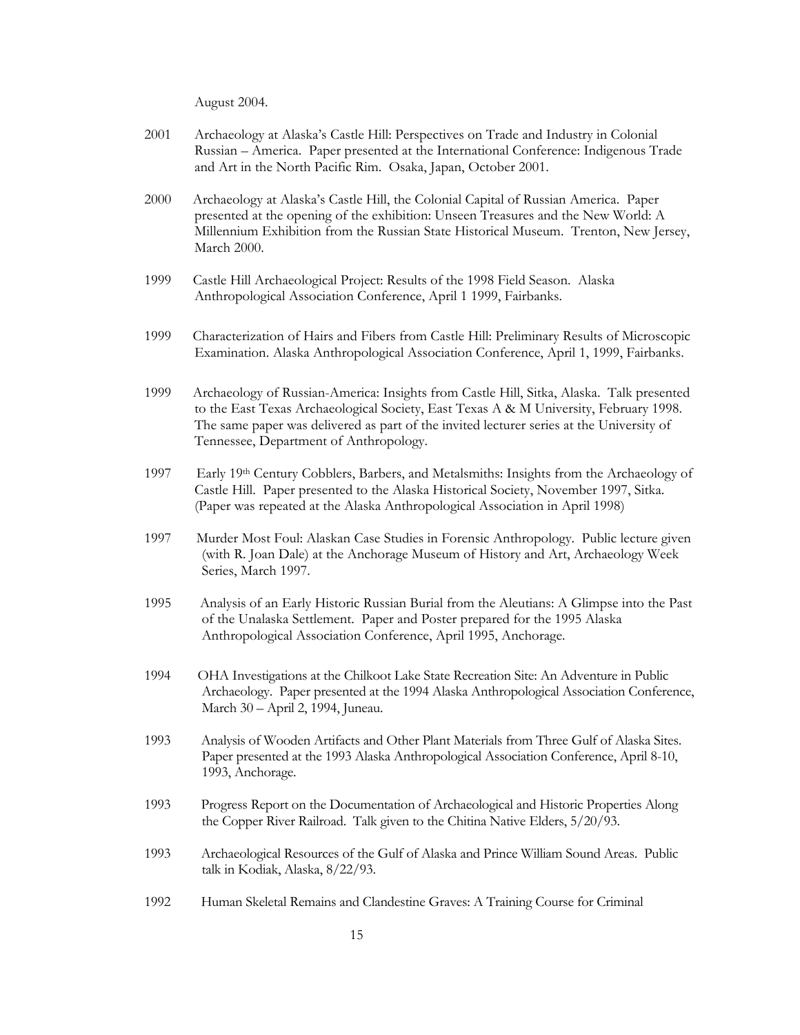August 2004.

2001 Archaeology at Alaska's Castle Hill: Perspectives on Trade and Industry in Colonial Russian – America. Paper presented at the International Conference: Indigenous Trade and Art in the North Pacific Rim. Osaka, Japan, October 2001.

2000 Archaeology at Alaska's Castle Hill, the Colonial Capital of Russian America. Paper presented at the opening of the exhibition: Unseen Treasures and the New World: A Millennium Exhibition from the Russian State Historical Museum. Trenton, New Jersey, March 2000.

1999 Castle Hill Archaeological Project: Results of the 1998 Field Season. Alaska Anthropological Association Conference, April 1 1999, Fairbanks.

1999 Characterization of Hairs and Fibers from Castle Hill: Preliminary Results of Microscopic Examination. Alaska Anthropological Association Conference, April 1, 1999, Fairbanks.

1999 Archaeology of Russian-America: Insights from Castle Hill, Sitka, Alaska. Talk presented to the East Texas Archaeological Society, East Texas A & M University, February 1998. The same paper was delivered as part of the invited lecturer series at the University of Tennessee, Department of Anthropology.

1997 Early 19th Century Cobblers, Barbers, and Metalsmiths: Insights from the Archaeology of Castle Hill. Paper presented to the Alaska Historical Society, November 1997, Sitka. (Paper was repeated at the Alaska Anthropological Association in April 1998)

1997 Murder Most Foul: Alaskan Case Studies in Forensic Anthropology. Public lecture given (with R. Joan Dale) at the Anchorage Museum of History and Art, Archaeology Week Series, March 1997.

1995 Analysis of an Early Historic Russian Burial from the Aleutians: A Glimpse into the Past of the Unalaska Settlement. Paper and Poster prepared for the 1995 Alaska Anthropological Association Conference, April 1995, Anchorage.

1994 OHA Investigations at the Chilkoot Lake State Recreation Site: An Adventure in Public Archaeology. Paper presented at the 1994 Alaska Anthropological Association Conference, March 30 – April 2, 1994, Juneau.

1993 Analysis of Wooden Artifacts and Other Plant Materials from Three Gulf of Alaska Sites. Paper presented at the 1993 Alaska Anthropological Association Conference, April 8-10, 1993, Anchorage.

1993 Progress Report on the Documentation of Archaeological and Historic Properties Along the Copper River Railroad. Talk given to the Chitina Native Elders, 5/20/93.

1993 Archaeological Resources of the Gulf of Alaska and Prince William Sound Areas. Public talk in Kodiak, Alaska, 8/22/93.

1992 Human Skeletal Remains and Clandestine Graves: A Training Course for Criminal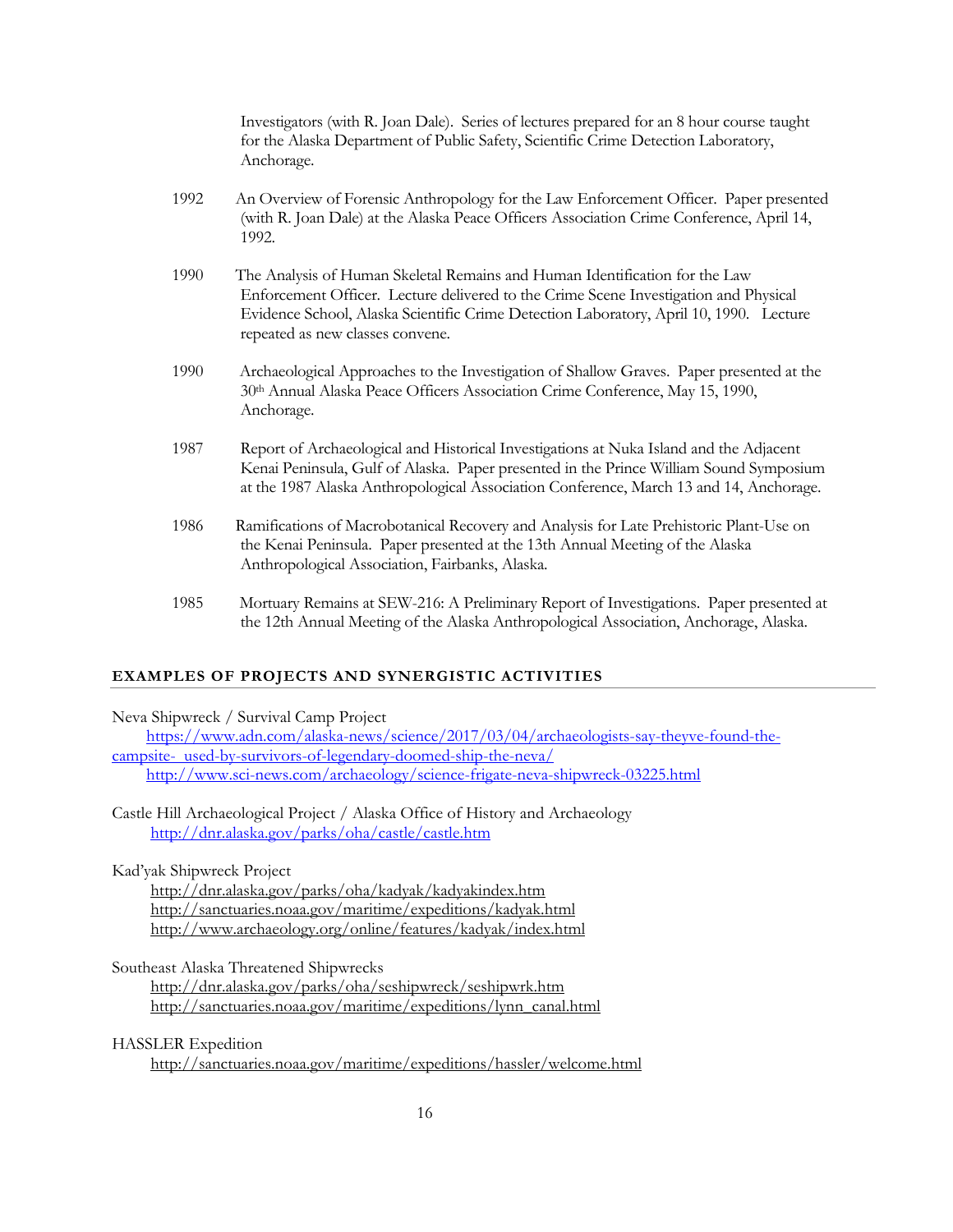Investigators (with R. Joan Dale). Series of lectures prepared for an 8 hour course taught for the Alaska Department of Public Safety, Scientific Crime Detection Laboratory, Anchorage.

1992 An Overview of Forensic Anthropology for the Law Enforcement Officer. Paper presented (with R. Joan Dale) at the Alaska Peace Officers Association Crime Conference, April 14, 1992.

1990 The Analysis of Human Skeletal Remains and Human Identification for the Law Enforcement Officer. Lecture delivered to the Crime Scene Investigation and Physical Evidence School, Alaska Scientific Crime Detection Laboratory, April 10, 1990. Lecture repeated as new classes convene.

1990 Archaeological Approaches to the Investigation of Shallow Graves. Paper presented at the 30th Annual Alaska Peace Officers Association Crime Conference, May 15, 1990, Anchorage.

1987 Report of Archaeological and Historical Investigations at Nuka Island and the Adjacent Kenai Peninsula, Gulf of Alaska. Paper presented in the Prince William Sound Symposium at the 1987 Alaska Anthropological Association Conference, March 13 and 14, Anchorage.

1986 Ramifications of Macrobotanical Recovery and Analysis for Late Prehistoric Plant-Use on the Kenai Peninsula. Paper presented at the 13th Annual Meeting of the Alaska Anthropological Association, Fairbanks, Alaska.

1985 Mortuary Remains at SEW-216: A Preliminary Report of Investigations. Paper presented at the 12th Annual Meeting of the Alaska Anthropological Association, Anchorage, Alaska.

## EXAMPLES OF PROJECTS AND SYNERGISTIC ACTIVITIES

Neva Shipwreck / Survival Camp Project
https://www.adn.com/alaska-news/science/2017/03/04/archaeologists-say-theyve-found-the-campsite-used-by-survivors-of-legendary-doomed-ship-the-neva/
http://www.sci-news.com/archaeology/science-frigate-neva-shipwreck-03225.html

Castle Hill Archaeological Project / Alaska Office of History and Archaeology
http://dnr.alaska.gov/parks/oha/castle/castle.htm

Kad'yak Shipwreck Project
http://dnr.alaska.gov/parks/oha/kadyak/kadyakindex.htm
http://sanctuaries.noaa.gov/maritime/expeditions/kadyak.html
http://www.archaeology.org/online/features/kadyak/index.html

Southeast Alaska Threatened Shipwrecks
http://dnr.alaska.gov/parks/oha/seshipwreck/seshipwrk.htm
http://sanctuaries.noaa.gov/maritime/expeditions/lynn_canal.html

HASSLER Expedition
http://sanctuaries.noaa.gov/maritime/expeditions/hassler/welcome.html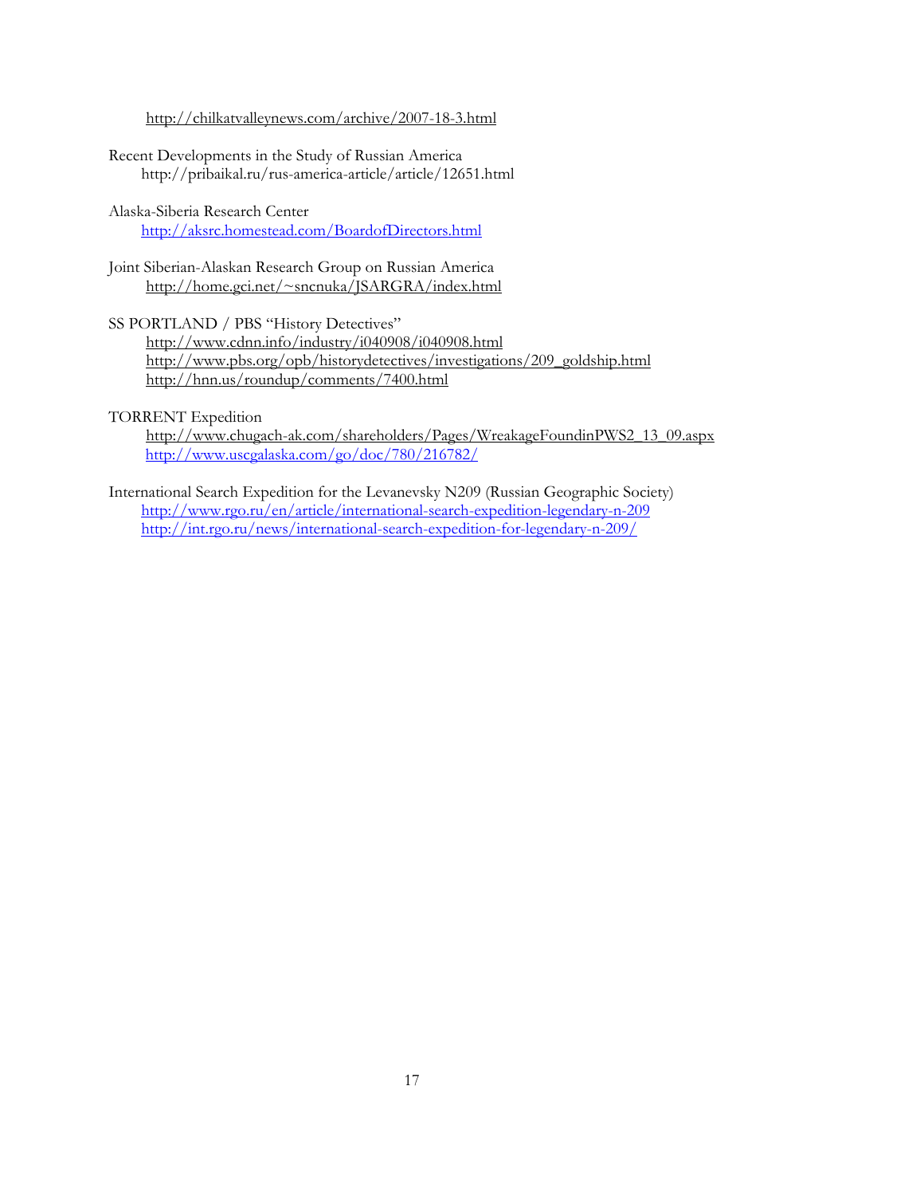http://chilkatvalleynews.com/archive/2007-18-3.html

Recent Developments in the Study of Russian America
http://pribaikal.ru/rus-america-article/article/12651.html

Alaska-Siberia Research Center
http://aksrc.homestead.com/BoardofDirectors.html

Joint Siberian-Alaskan Research Group on Russian America
http://home.gci.net/~sncnuka/JSARGRA/index.html

SS PORTLAND / PBS "History Detectives"
http://www.cdnn.info/industry/i040908/i040908.html
http://www.pbs.org/opb/historydetectives/investigations/209_goldship.html
http://hnn.us/roundup/comments/7400.html

TORRENT Expedition
http://www.chugach-ak.com/shareholders/Pages/WreakageFoundinPWS2_13_09.aspx
http://www.uscgalaska.com/go/doc/780/216782/

International Search Expedition for the Levanevsky N209 (Russian Geographic Society)
http://www.rgo.ru/en/article/international-search-expedition-legendary-n-209
http://int.rgo.ru/news/international-search-expedition-for-legendary-n-209/